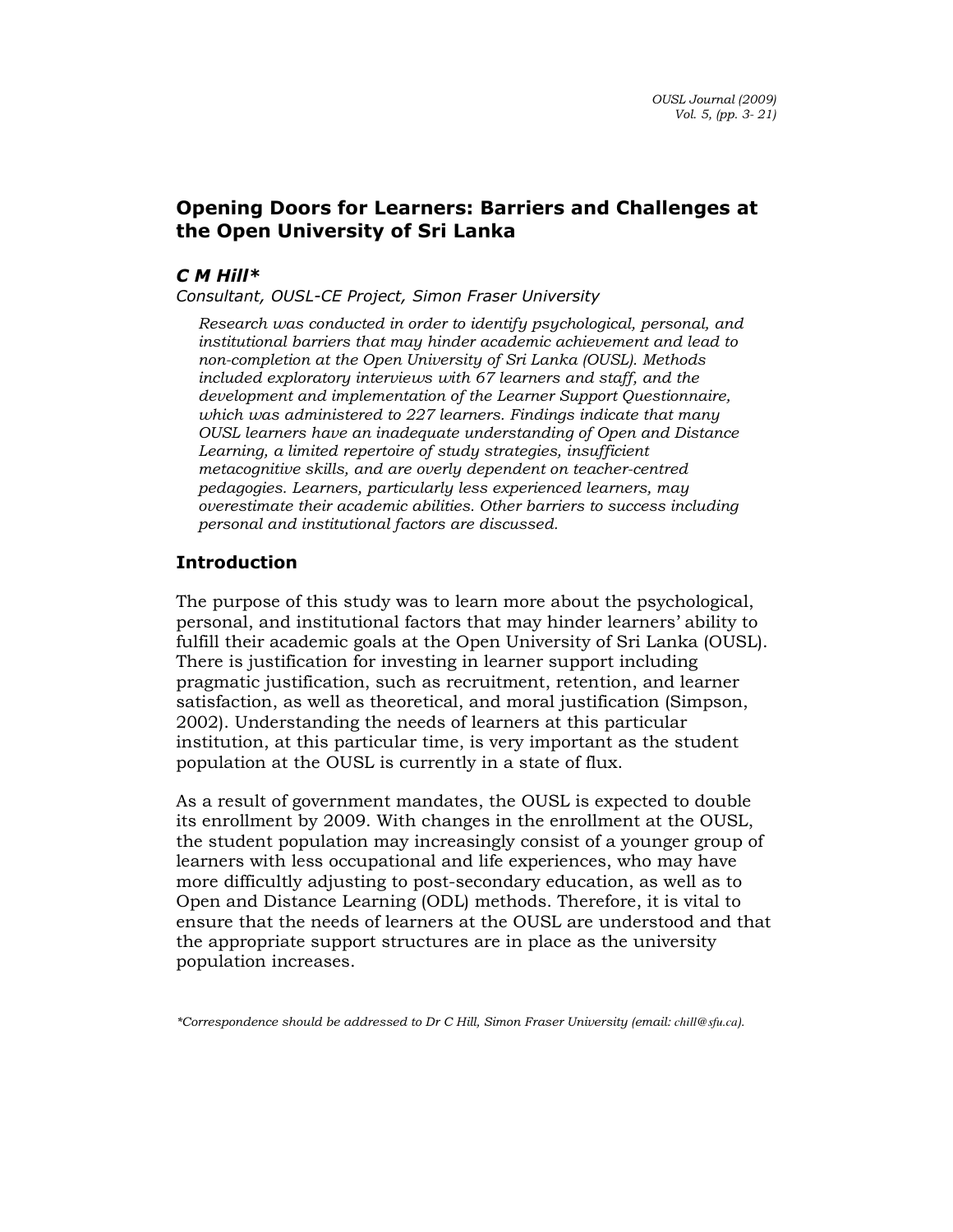# Opening Doors for Learners: Barriers and Challenges at the Open University of Sri Lanka

***C M Hill****

*Consultant, OUSL-CE Project, Simon Fraser University*

> *Research was conducted in order to identify psychological, personal, and institutional barriers that may hinder academic achievement and lead to non-completion at the Open University of Sri Lanka (OUSL). Methods included exploratory interviews with 67 learners and staff, and the development and implementation of the Learner Support Questionnaire, which was administered to 227 learners. Findings indicate that many OUSL learners have an inadequate understanding of Open and Distance Learning, a limited repertoire of study strategies, insufficient metacognitive skills, and are overly dependent on teacher-centred pedagogies. Learners, particularly less experienced learners, may overestimate their academic abilities. Other barriers to success including personal and institutional factors are discussed.*

## Introduction

The purpose of this study was to learn more about the psychological, personal, and institutional factors that may hinder learners' ability to fulfill their academic goals at the Open University of Sri Lanka (OUSL). There is justification for investing in learner support including pragmatic justification, such as recruitment, retention, and learner satisfaction, as well as theoretical, and moral justification (Simpson, 2002). Understanding the needs of learners at this particular institution, at this particular time, is very important as the student population at the OUSL is currently in a state of flux.

As a result of government mandates, the OUSL is expected to double its enrollment by 2009. With changes in the enrollment at the OUSL, the student population may increasingly consist of a younger group of learners with less occupational and life experiences, who may have more difficultly adjusting to post-secondary education, as well as to Open and Distance Learning (ODL) methods. Therefore, it is vital to ensure that the needs of learners at the OUSL are understood and that the appropriate support structures are in place as the university population increases.

*\*Correspondence should be addressed to Dr C Hill, Simon Fraser University (email: chill@sfu.ca).*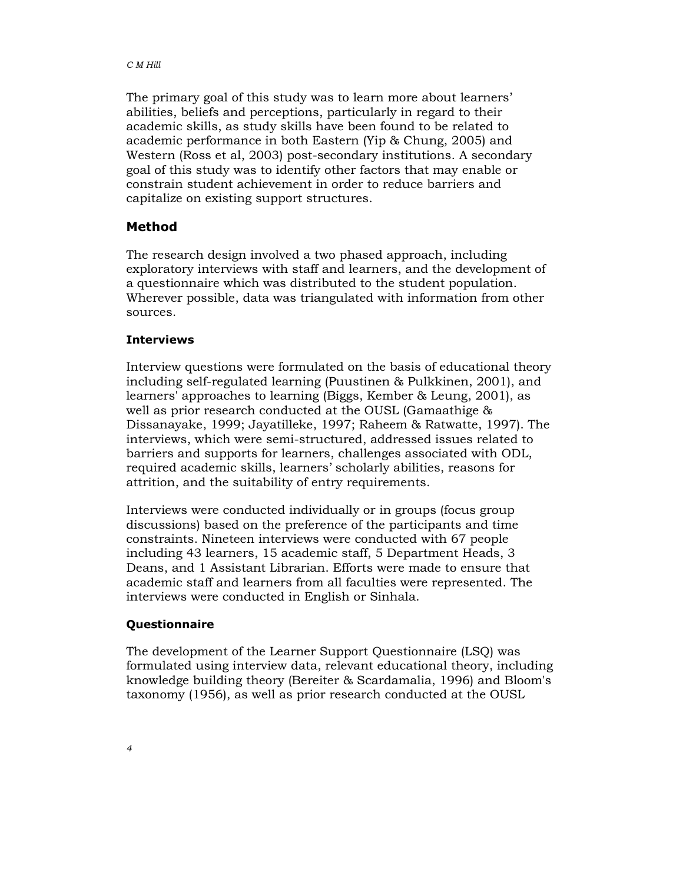The primary goal of this study was to learn more about learners' abilities, beliefs and perceptions, particularly in regard to their academic skills, as study skills have been found to be related to academic performance in both Eastern (Yip & Chung, 2005) and Western (Ross et al, 2003) post-secondary institutions. A secondary goal of this study was to identify other factors that may enable or constrain student achievement in order to reduce barriers and capitalize on existing support structures.

## Method

The research design involved a two phased approach, including exploratory interviews with staff and learners, and the development of a questionnaire which was distributed to the student population. Wherever possible, data was triangulated with information from other sources.

### Interviews

Interview questions were formulated on the basis of educational theory including self-regulated learning (Puustinen & Pulkkinen, 2001), and learners' approaches to learning (Biggs, Kember & Leung, 2001), as well as prior research conducted at the OUSL (Gamaathige & Dissanayake, 1999; Jayatilleke, 1997; Raheem & Ratwatte, 1997). The interviews, which were semi-structured, addressed issues related to barriers and supports for learners, challenges associated with ODL, required academic skills, learners' scholarly abilities, reasons for attrition, and the suitability of entry requirements.

Interviews were conducted individually or in groups (focus group discussions) based on the preference of the participants and time constraints. Nineteen interviews were conducted with 67 people including 43 learners, 15 academic staff, 5 Department Heads, 3 Deans, and 1 Assistant Librarian. Efforts were made to ensure that academic staff and learners from all faculties were represented. The interviews were conducted in English or Sinhala.

### Questionnaire

The development of the Learner Support Questionnaire (LSQ) was formulated using interview data, relevant educational theory, including knowledge building theory (Bereiter & Scardamalia, 1996) and Bloom's taxonomy (1956), as well as prior research conducted at the OUSL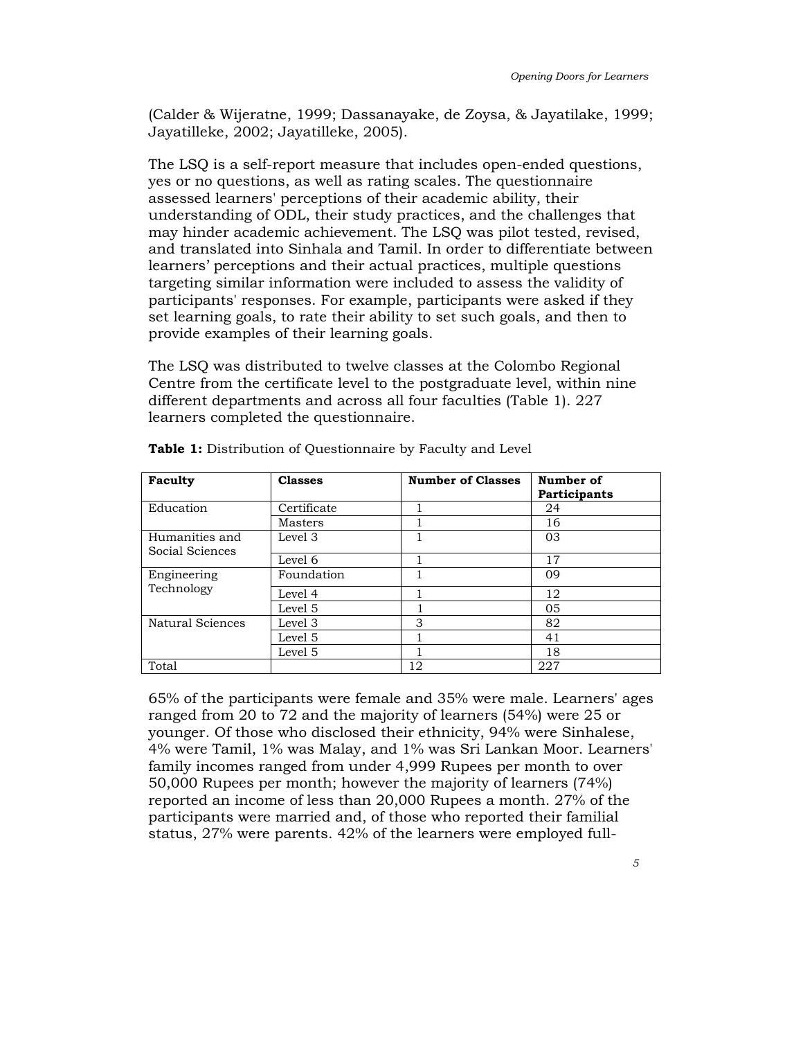(Calder & Wijeratne, 1999; Dassanayake, de Zoysa, & Jayatilake, 1999; Jayatilleke, 2002; Jayatilleke, 2005).

The LSQ is a self-report measure that includes open-ended questions, yes or no questions, as well as rating scales. The questionnaire assessed learners' perceptions of their academic ability, their understanding of ODL, their study practices, and the challenges that may hinder academic achievement. The LSQ was pilot tested, revised, and translated into Sinhala and Tamil. In order to differentiate between learners' perceptions and their actual practices, multiple questions targeting similar information were included to assess the validity of participants' responses. For example, participants were asked if they set learning goals, to rate their ability to set such goals, and then to provide examples of their learning goals.

The LSQ was distributed to twelve classes at the Colombo Regional Centre from the certificate level to the postgraduate level, within nine different departments and across all four faculties (Table 1). 227 learners completed the questionnaire.

**Table 1:** Distribution of Questionnaire by Faculty and Level

| Faculty | Classes | Number of Classes | Number of Participants |
|---|---|---|---|
| Education | Certificate | 1 | 24 |
| | Masters | 1 | 16 |
| Humanities and Social Sciences | Level 3 | 1 | 03 |
| | Level 6 | 1 | 17 |
| Engineering Technology | Foundation | 1 | 09 |
| | Level 4 | 1 | 12 |
| | Level 5 | 1 | 05 |
| Natural Sciences | Level 3 | 3 | 82 |
| | Level 5 | 1 | 41 |
| | Level 5 | 1 | 18 |
| Total | | 12 | 227 |

65% of the participants were female and 35% were male. Learners' ages ranged from 20 to 72 and the majority of learners (54%) were 25 or younger. Of those who disclosed their ethnicity, 94% were Sinhalese, 4% were Tamil, 1% was Malay, and 1% was Sri Lankan Moor. Learners' family incomes ranged from under 4,999 Rupees per month to over 50,000 Rupees per month; however the majority of learners (74%) reported an income of less than 20,000 Rupees a month. 27% of the participants were married and, of those who reported their familial status, 27% were parents. 42% of the learners were employed full-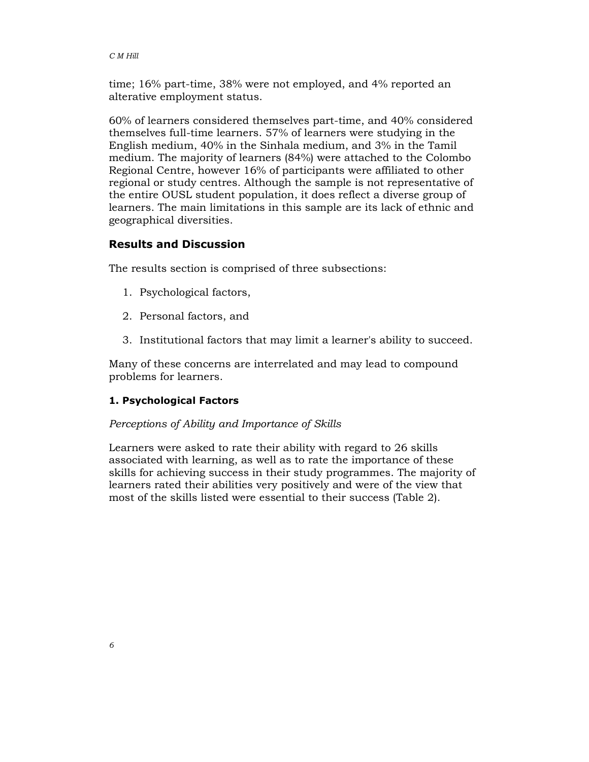time; 16% part-time, 38% were not employed, and 4% reported an alterative employment status.

60% of learners considered themselves part-time, and 40% considered themselves full-time learners. 57% of learners were studying in the English medium, 40% in the Sinhala medium, and 3% in the Tamil medium. The majority of learners (84%) were attached to the Colombo Regional Centre, however 16% of participants were affiliated to other regional or study centres. Although the sample is not representative of the entire OUSL student population, it does reflect a diverse group of learners. The main limitations in this sample are its lack of ethnic and geographical diversities.

## Results and Discussion

The results section is comprised of three subsections:

1. Psychological factors,
2. Personal factors, and
3. Institutional factors that may limit a learner's ability to succeed.

Many of these concerns are interrelated and may lead to compound problems for learners.

### 1. Psychological Factors

*Perceptions of Ability and Importance of Skills*

Learners were asked to rate their ability with regard to 26 skills associated with learning, as well as to rate the importance of these skills for achieving success in their study programmes. The majority of learners rated their abilities very positively and were of the view that most of the skills listed were essential to their success (Table 2).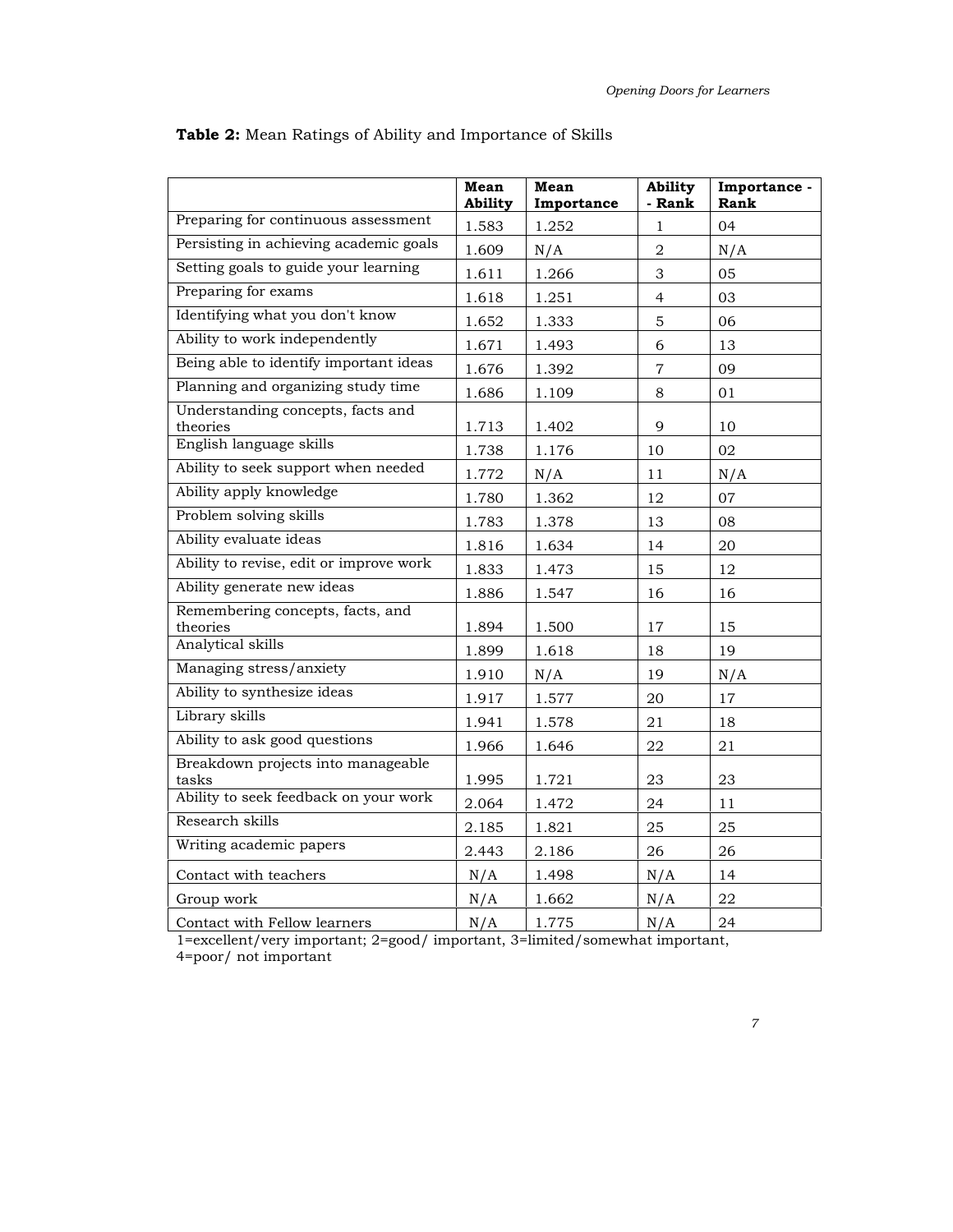**Table 2:** Mean Ratings of Ability and Importance of Skills

| | Mean Ability | Mean Importance | Ability - Rank | Importance - Rank |
|---|---|---|---|---|
| Preparing for continuous assessment | 1.583 | 1.252 | 1 | 04 |
| Persisting in achieving academic goals | 1.609 | N/A | 2 | N/A |
| Setting goals to guide your learning | 1.611 | 1.266 | 3 | 05 |
| Preparing for exams | 1.618 | 1.251 | 4 | 03 |
| Identifying what you don't know | 1.652 | 1.333 | 5 | 06 |
| Ability to work independently | 1.671 | 1.493 | 6 | 13 |
| Being able to identify important ideas | 1.676 | 1.392 | 7 | 09 |
| Planning and organizing study time | 1.686 | 1.109 | 8 | 01 |
| Understanding concepts, facts and theories | 1.713 | 1.402 | 9 | 10 |
| English language skills | 1.738 | 1.176 | 10 | 02 |
| Ability to seek support when needed | 1.772 | N/A | 11 | N/A |
| Ability apply knowledge | 1.780 | 1.362 | 12 | 07 |
| Problem solving skills | 1.783 | 1.378 | 13 | 08 |
| Ability evaluate ideas | 1.816 | 1.634 | 14 | 20 |
| Ability to revise, edit or improve work | 1.833 | 1.473 | 15 | 12 |
| Ability generate new ideas | 1.886 | 1.547 | 16 | 16 |
| Remembering concepts, facts, and theories | 1.894 | 1.500 | 17 | 15 |
| Analytical skills | 1.899 | 1.618 | 18 | 19 |
| Managing stress/anxiety | 1.910 | N/A | 19 | N/A |
| Ability to synthesize ideas | 1.917 | 1.577 | 20 | 17 |
| Library skills | 1.941 | 1.578 | 21 | 18 |
| Ability to ask good questions | 1.966 | 1.646 | 22 | 21 |
| Breakdown projects into manageable tasks | 1.995 | 1.721 | 23 | 23 |
| Ability to seek feedback on your work | 2.064 | 1.472 | 24 | 11 |
| Research skills | 2.185 | 1.821 | 25 | 25 |
| Writing academic papers | 2.443 | 2.186 | 26 | 26 |
| Contact with teachers | N/A | 1.498 | N/A | 14 |
| Group work | N/A | 1.662 | N/A | 22 |
| Contact with Fellow learners | N/A | 1.775 | N/A | 24 |

1=excellent/very important; 2=good/ important, 3=limited/somewhat important, 4=poor/ not important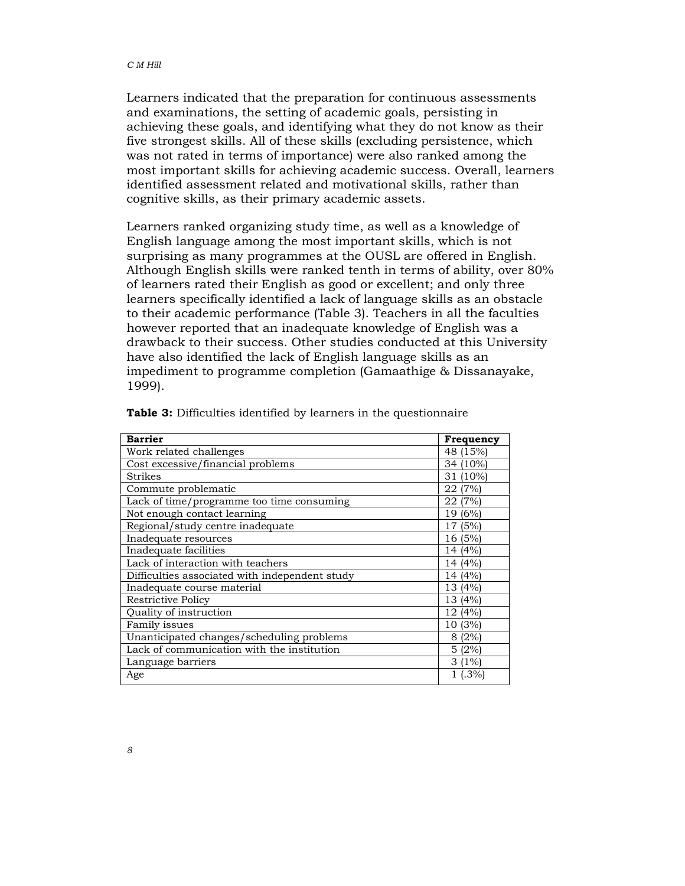Learners indicated that the preparation for continuous assessments and examinations, the setting of academic goals, persisting in achieving these goals, and identifying what they do not know as their five strongest skills. All of these skills (excluding persistence, which was not rated in terms of importance) were also ranked among the most important skills for achieving academic success. Overall, learners identified assessment related and motivational skills, rather than cognitive skills, as their primary academic assets.

Learners ranked organizing study time, as well as a knowledge of English language among the most important skills, which is not surprising as many programmes at the OUSL are offered in English. Although English skills were ranked tenth in terms of ability, over 80% of learners rated their English as good or excellent; and only three learners specifically identified a lack of language skills as an obstacle to their academic performance (Table 3). Teachers in all the faculties however reported that an inadequate knowledge of English was a drawback to their success. Other studies conducted at this University have also identified the lack of English language skills as an impediment to programme completion (Gamaathige & Dissanayake, 1999).

**Table 3:** Difficulties identified by learners in the questionnaire

| **Barrier** | **Frequency** |
|---|---|
| Work related challenges | 48 (15%) |
| Cost excessive/financial problems | 34 (10%) |
| Strikes | 31 (10%) |
| Commute problematic | 22 (7%) |
| Lack of time/programme too time consuming | 22 (7%) |
| Not enough contact learning | 19 (6%) |
| Regional/study centre inadequate | 17 (5%) |
| Inadequate resources | 16 (5%) |
| Inadequate facilities | 14 (4%) |
| Lack of interaction with teachers | 14 (4%) |
| Difficulties associated with independent study | 14 (4%) |
| Inadequate course material | 13 (4%) |
| Restrictive Policy | 13 (4%) |
| Quality of instruction | 12 (4%) |
| Family issues | 10 (3%) |
| Unanticipated changes/scheduling problems | 8 (2%) |
| Lack of communication with the institution | 5 (2%) |
| Language barriers | 3 (1%) |
| Age | 1 (.3%) |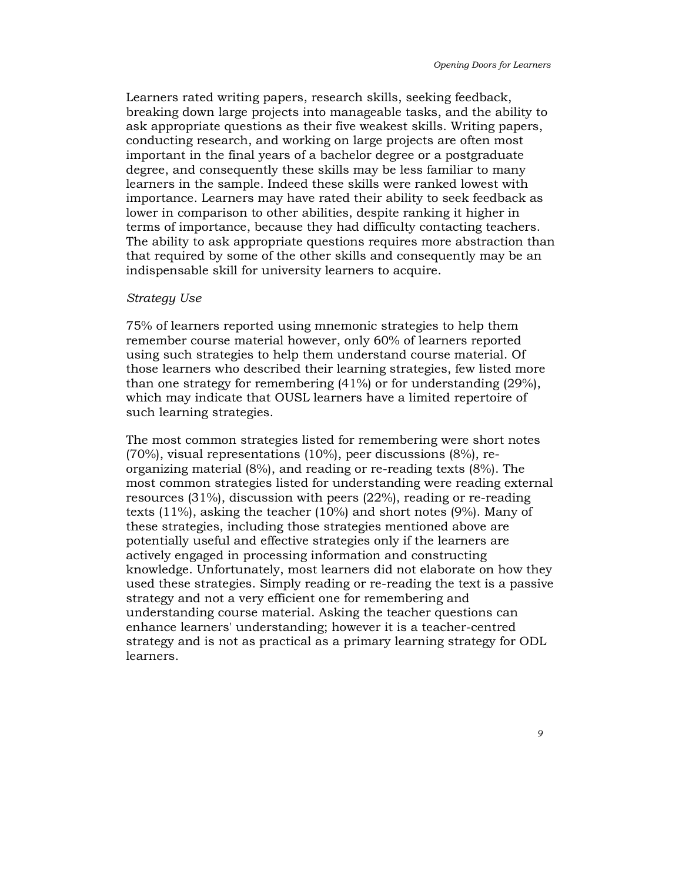Learners rated writing papers, research skills, seeking feedback, breaking down large projects into manageable tasks, and the ability to ask appropriate questions as their five weakest skills. Writing papers, conducting research, and working on large projects are often most important in the final years of a bachelor degree or a postgraduate degree, and consequently these skills may be less familiar to many learners in the sample. Indeed these skills were ranked lowest with importance. Learners may have rated their ability to seek feedback as lower in comparison to other abilities, despite ranking it higher in terms of importance, because they had difficulty contacting teachers. The ability to ask appropriate questions requires more abstraction than that required by some of the other skills and consequently may be an indispensable skill for university learners to acquire.

*Strategy Use*

75% of learners reported using mnemonic strategies to help them remember course material however, only 60% of learners reported using such strategies to help them understand course material. Of those learners who described their learning strategies, few listed more than one strategy for remembering (41%) or for understanding (29%), which may indicate that OUSL learners have a limited repertoire of such learning strategies.

The most common strategies listed for remembering were short notes (70%), visual representations (10%), peer discussions (8%), re-organizing material (8%), and reading or re-reading texts (8%). The most common strategies listed for understanding were reading external resources (31%), discussion with peers (22%), reading or re-reading texts (11%), asking the teacher (10%) and short notes (9%). Many of these strategies, including those strategies mentioned above are potentially useful and effective strategies only if the learners are actively engaged in processing information and constructing knowledge. Unfortunately, most learners did not elaborate on how they used these strategies. Simply reading or re-reading the text is a passive strategy and not a very efficient one for remembering and understanding course material. Asking the teacher questions can enhance learners' understanding; however it is a teacher-centred strategy and is not as practical as a primary learning strategy for ODL learners.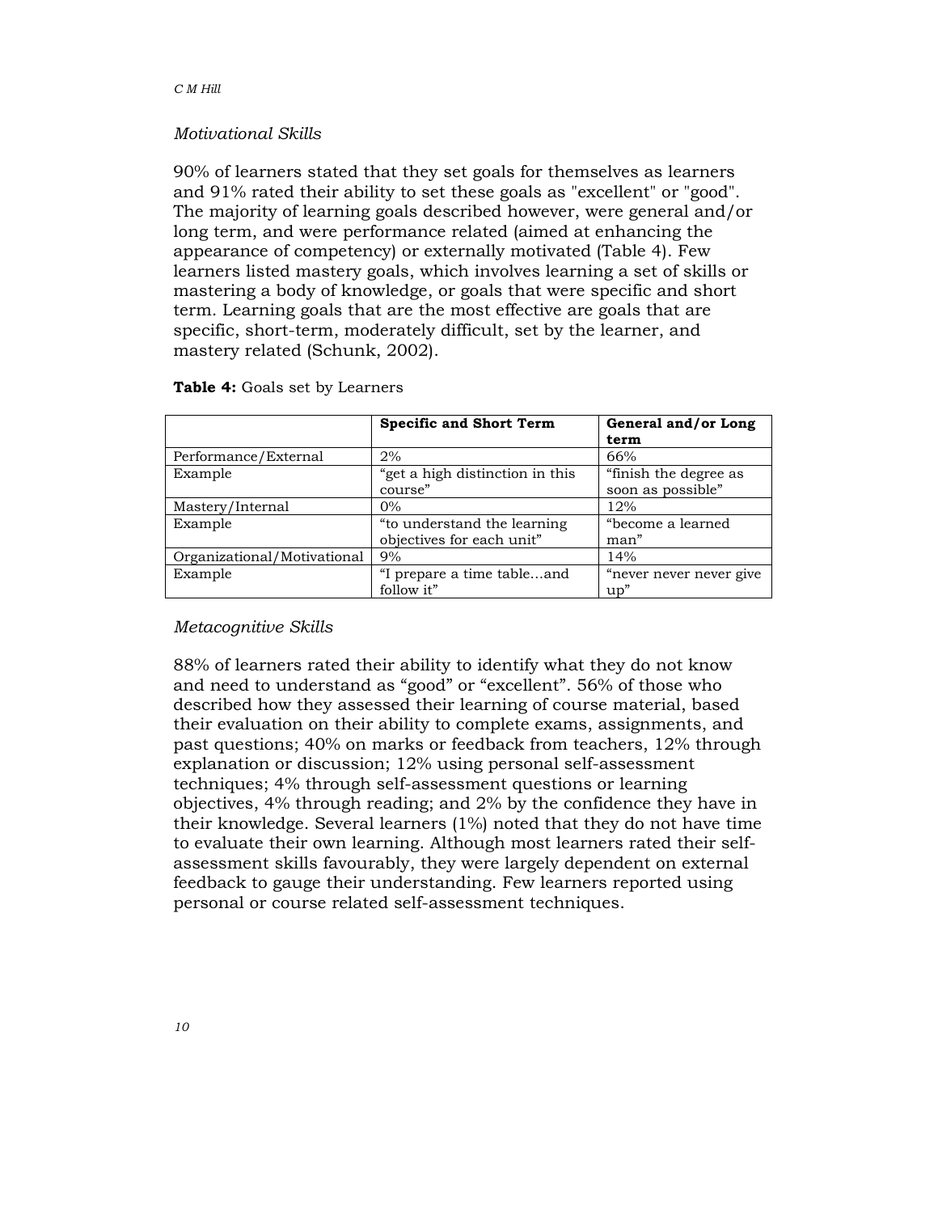*Motivational Skills*

90% of learners stated that they set goals for themselves as learners and 91% rated their ability to set these goals as "excellent" or "good". The majority of learning goals described however, were general and/or long term, and were performance related (aimed at enhancing the appearance of competency) or externally motivated (Table 4). Few learners listed mastery goals, which involves learning a set of skills or mastering a body of knowledge, or goals that were specific and short term. Learning goals that are the most effective are goals that are specific, short-term, moderately difficult, set by the learner, and mastery related (Schunk, 2002).

**Table 4:** Goals set by Learners

| | **Specific and Short Term** | **General and/or Long term** |
|---|---|---|
| Performance/External | 2% | 66% |
| Example | “get a high distinction in this course” | “finish the degree as soon as possible” |
| Mastery/Internal | 0% | 12% |
| Example | “to understand the learning objectives for each unit” | “become a learned man” |
| Organizational/Motivational | 9% | 14% |
| Example | “I prepare a time table...and follow it” | “never never never give up” |

*Metacognitive Skills*

88% of learners rated their ability to identify what they do not know and need to understand as “good” or “excellent”. 56% of those who described how they assessed their learning of course material, based their evaluation on their ability to complete exams, assignments, and past questions; 40% on marks or feedback from teachers, 12% through explanation or discussion; 12% using personal self-assessment techniques; 4% through self-assessment questions or learning objectives, 4% through reading; and 2% by the confidence they have in their knowledge. Several learners (1%) noted that they do not have time to evaluate their own learning. Although most learners rated their self-assessment skills favourably, they were largely dependent on external feedback to gauge their understanding. Few learners reported using personal or course related self-assessment techniques.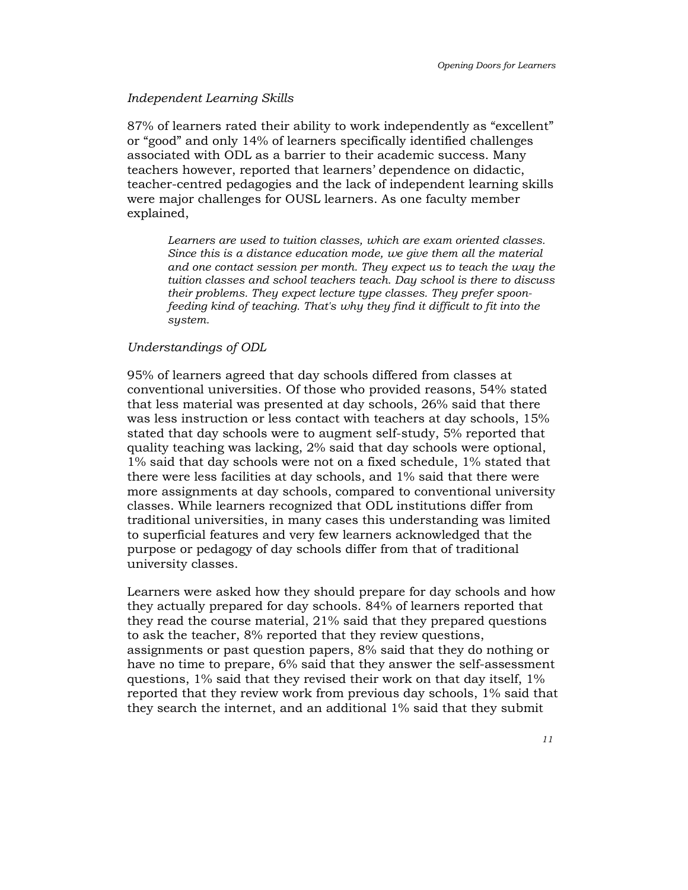*Independent Learning Skills*

87% of learners rated their ability to work independently as "excellent" or "good" and only 14% of learners specifically identified challenges associated with ODL as a barrier to their academic success. Many teachers however, reported that learners' dependence on didactic, teacher-centred pedagogies and the lack of independent learning skills were major challenges for OUSL learners. As one faculty member explained,

> *Learners are used to tuition classes, which are exam oriented classes. Since this is a distance education mode, we give them all the material and one contact session per month. They expect us to teach the way the tuition classes and school teachers teach. Day school is there to discuss their problems. They expect lecture type classes. They prefer spoon-feeding kind of teaching. That's why they find it difficult to fit into the system.*

*Understandings of ODL*

95% of learners agreed that day schools differed from classes at conventional universities. Of those who provided reasons, 54% stated that less material was presented at day schools, 26% said that there was less instruction or less contact with teachers at day schools, 15% stated that day schools were to augment self-study, 5% reported that quality teaching was lacking, 2% said that day schools were optional, 1% said that day schools were not on a fixed schedule, 1% stated that there were less facilities at day schools, and 1% said that there were more assignments at day schools, compared to conventional university classes. While learners recognized that ODL institutions differ from traditional universities, in many cases this understanding was limited to superficial features and very few learners acknowledged that the purpose or pedagogy of day schools differ from that of traditional university classes.

Learners were asked how they should prepare for day schools and how they actually prepared for day schools. 84% of learners reported that they read the course material, 21% said that they prepared questions to ask the teacher, 8% reported that they review questions, assignments or past question papers, 8% said that they do nothing or have no time to prepare, 6% said that they answer the self-assessment questions, 1% said that they revised their work on that day itself, 1% reported that they review work from previous day schools, 1% said that they search the internet, and an additional 1% said that they submit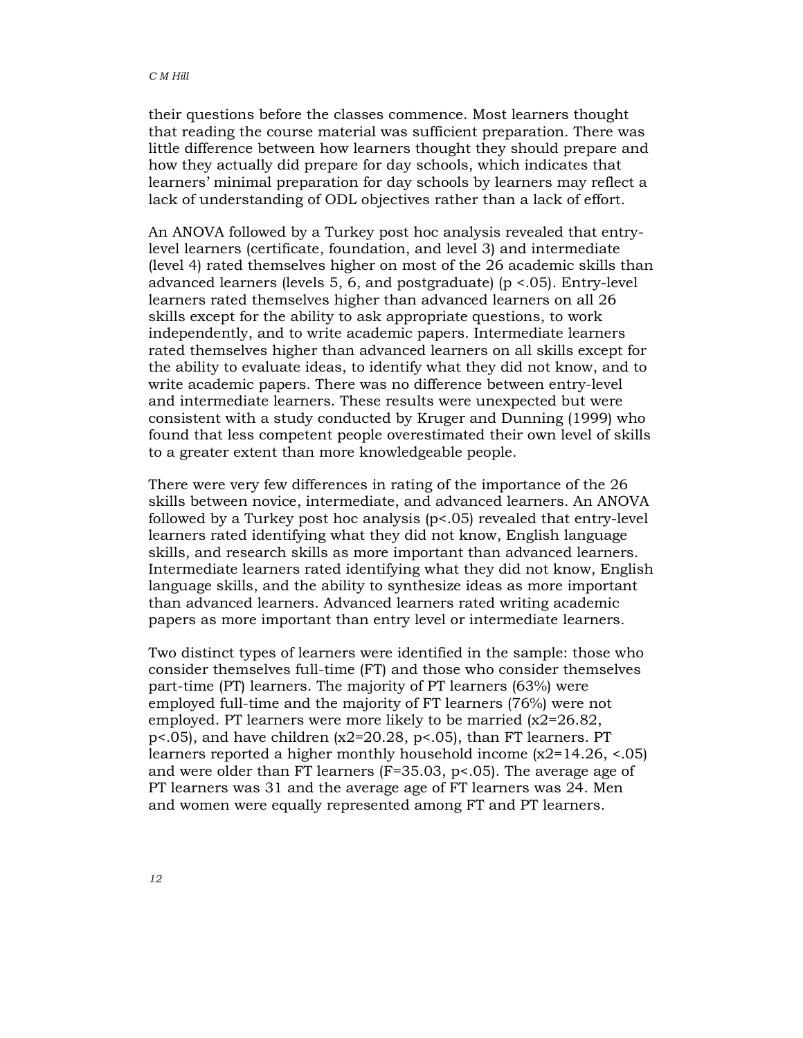their questions before the classes commence. Most learners thought that reading the course material was sufficient preparation. There was little difference between how learners thought they should prepare and how they actually did prepare for day schools, which indicates that learners' minimal preparation for day schools by learners may reflect a lack of understanding of ODL objectives rather than a lack of effort.

An ANOVA followed by a Turkey post hoc analysis revealed that entry-level learners (certificate, foundation, and level 3) and intermediate (level 4) rated themselves higher on most of the 26 academic skills than advanced learners (levels 5, 6, and postgraduate) ($p < .05$). Entry-level learners rated themselves higher than advanced learners on all 26 skills except for the ability to ask appropriate questions, to work independently, and to write academic papers. Intermediate learners rated themselves higher than advanced learners on all skills except for the ability to evaluate ideas, to identify what they did not know, and to write academic papers. There was no difference between entry-level and intermediate learners. These results were unexpected but were consistent with a study conducted by Kruger and Dunning (1999) who found that less competent people overestimated their own level of skills to a greater extent than more knowledgeable people.

There were very few differences in rating of the importance of the 26 skills between novice, intermediate, and advanced learners. An ANOVA followed by a Turkey post hoc analysis ($p<.05$) revealed that entry-level learners rated identifying what they did not know, English language skills, and research skills as more important than advanced learners. Intermediate learners rated identifying what they did not know, English language skills, and the ability to synthesize ideas as more important than advanced learners. Advanced learners rated writing academic papers as more important than entry level or intermediate learners.

Two distinct types of learners were identified in the sample: those who consider themselves full-time (FT) and those who consider themselves part-time (PT) learners. The majority of PT learners (63%) were employed full-time and the majority of FT learners (76%) were not employed. PT learners were more likely to be married ($x2=26.82$, $p<.05$), and have children ($x2=20.28$, $p<.05$), than FT learners. PT learners reported a higher monthly household income ($x2=14.26$, $<.05$) and were older than FT learners ($F=35.03$, $p<.05$). The average age of PT learners was 31 and the average age of FT learners was 24. Men and women were equally represented among FT and PT learners.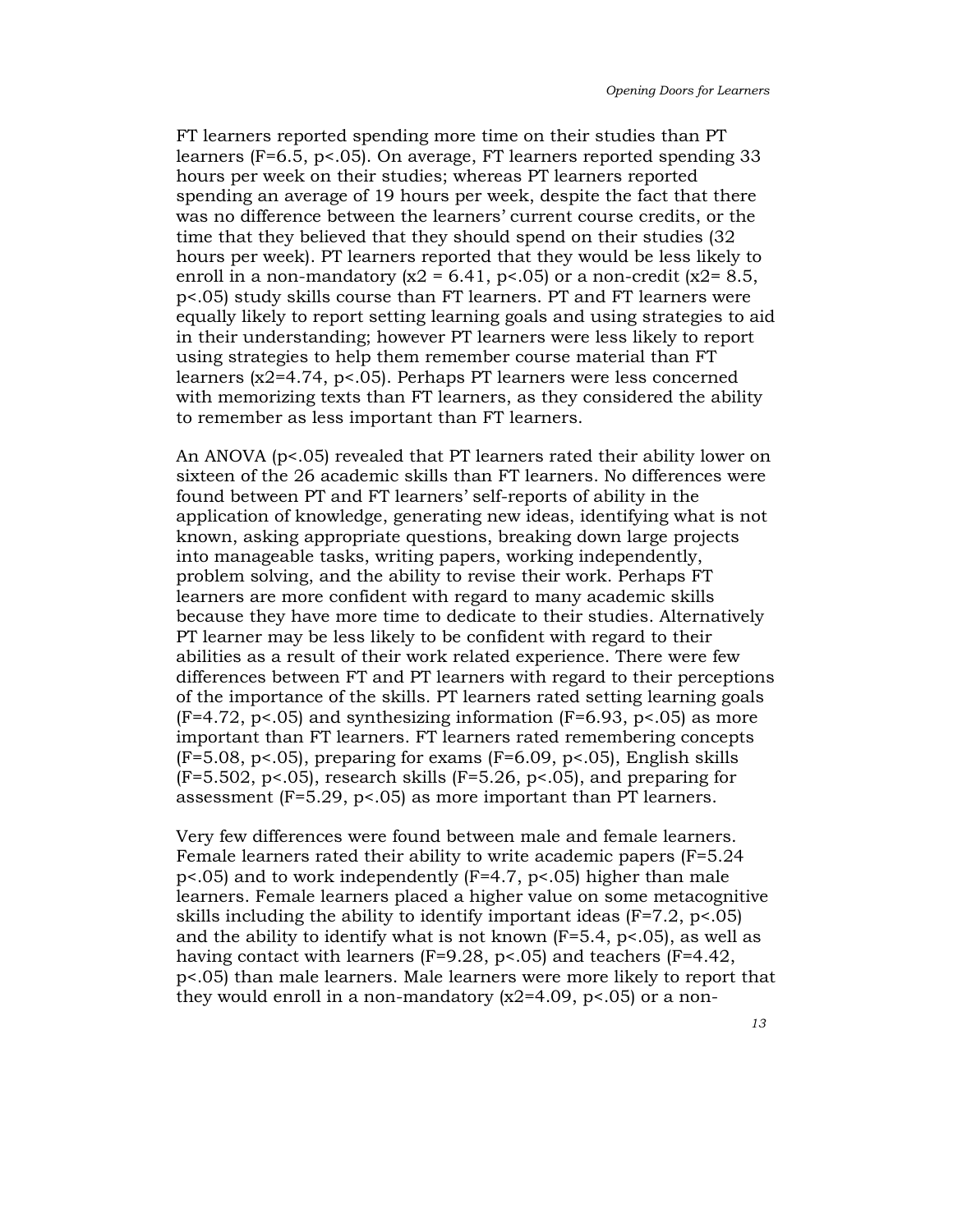FT learners reported spending more time on their studies than PT learners ($F=6.5$, $p<.05$). On average, FT learners reported spending 33 hours per week on their studies; whereas PT learners reported spending an average of 19 hours per week, despite the fact that there was no difference between the learners' current course credits, or the time that they believed that they should spend on their studies (32 hours per week). PT learners reported that they would be less likely to enroll in a non-mandatory ($x2 = 6.41$, $p<.05$) or a non-credit ($x2= 8.5$, $p<.05$) study skills course than FT learners. PT and FT learners were equally likely to report setting learning goals and using strategies to aid in their understanding; however PT learners were less likely to report using strategies to help them remember course material than FT learners ($x2=4.74$, $p<.05$). Perhaps PT learners were less concerned with memorizing texts than FT learners, as they considered the ability to remember as less important than FT learners.

An ANOVA ($p<.05$) revealed that PT learners rated their ability lower on sixteen of the 26 academic skills than FT learners. No differences were found between PT and FT learners' self-reports of ability in the application of knowledge, generating new ideas, identifying what is not known, asking appropriate questions, breaking down large projects into manageable tasks, writing papers, working independently, problem solving, and the ability to revise their work. Perhaps FT learners are more confident with regard to many academic skills because they have more time to dedicate to their studies. Alternatively PT learner may be less likely to be confident with regard to their abilities as a result of their work related experience. There were few differences between FT and PT learners with regard to their perceptions of the importance of the skills. PT learners rated setting learning goals ($F=4.72$, $p<.05$) and synthesizing information ($F=6.93$, $p<.05$) as more important than FT learners. FT learners rated remembering concepts ($F=5.08$, $p<.05$), preparing for exams ($F=6.09$, $p<.05$), English skills ($F=5.502$, $p<.05$), research skills ($F=5.26$, $p<.05$), and preparing for assessment ($F=5.29$, $p<.05$) as more important than PT learners.

Very few differences were found between male and female learners. Female learners rated their ability to write academic papers ($F=5.24$ $p<.05$) and to work independently ($F=4.7$, $p<.05$) higher than male learners. Female learners placed a higher value on some metacognitive skills including the ability to identify important ideas ($F=7.2$, $p<.05$) and the ability to identify what is not known ($F=5.4$, $p<.05$), as well as having contact with learners ($F=9.28$, $p<.05$) and teachers ($F=4.42$, $p<.05$) than male learners. Male learners were more likely to report that they would enroll in a non-mandatory ($x2=4.09$, $p<.05$) or a non-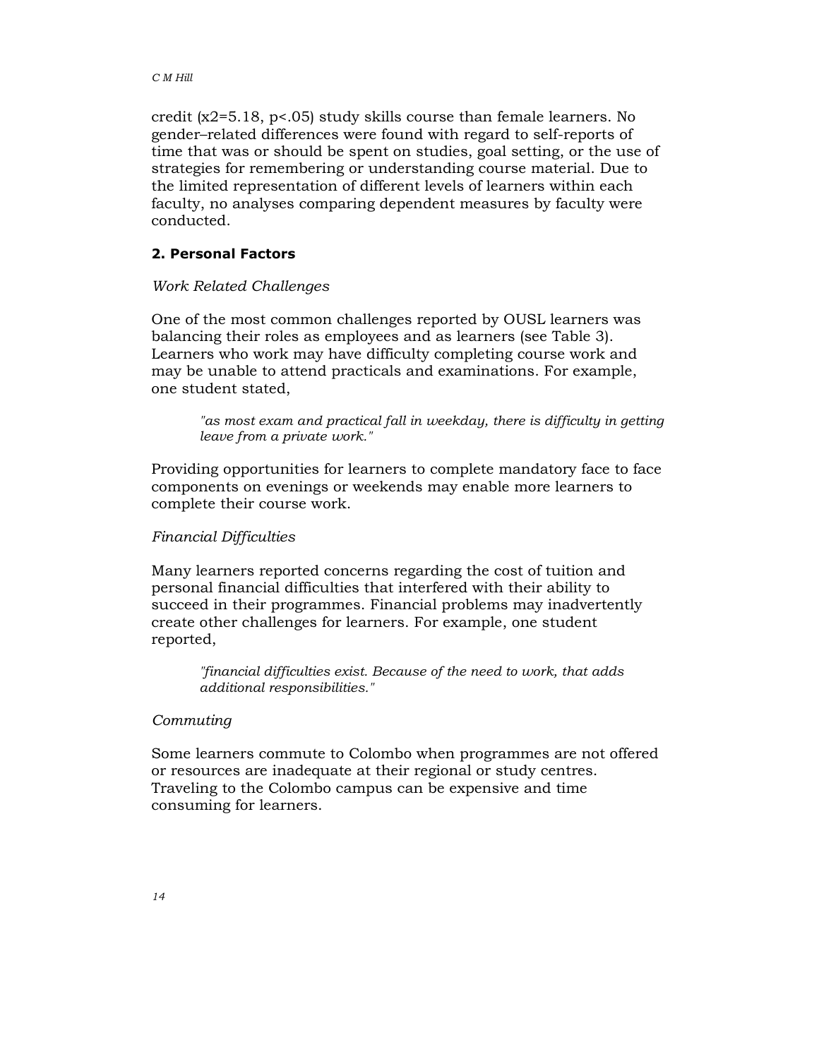credit ($x2=5.18$, $p<.05$) study skills course than female learners. No gender–related differences were found with regard to self-reports of time that was or should be spent on studies, goal setting, or the use of strategies for remembering or understanding course material. Due to the limited representation of different levels of learners within each faculty, no analyses comparing dependent measures by faculty were conducted.

## 2. Personal Factors

*Work Related Challenges*

One of the most common challenges reported by OUSL learners was balancing their roles as employees and as learners (see Table 3). Learners who work may have difficulty completing course work and may be unable to attend practicals and examinations. For example, one student stated,

> *"as most exam and practical fall in weekday, there is difficulty in getting leave from a private work."*

Providing opportunities for learners to complete mandatory face to face components on evenings or weekends may enable more learners to complete their course work.

*Financial Difficulties*

Many learners reported concerns regarding the cost of tuition and personal financial difficulties that interfered with their ability to succeed in their programmes. Financial problems may inadvertently create other challenges for learners. For example, one student reported,

> *"financial difficulties exist. Because of the need to work, that adds additional responsibilities."*

*Commuting*

Some learners commute to Colombo when programmes are not offered or resources are inadequate at their regional or study centres. Traveling to the Colombo campus can be expensive and time consuming for learners.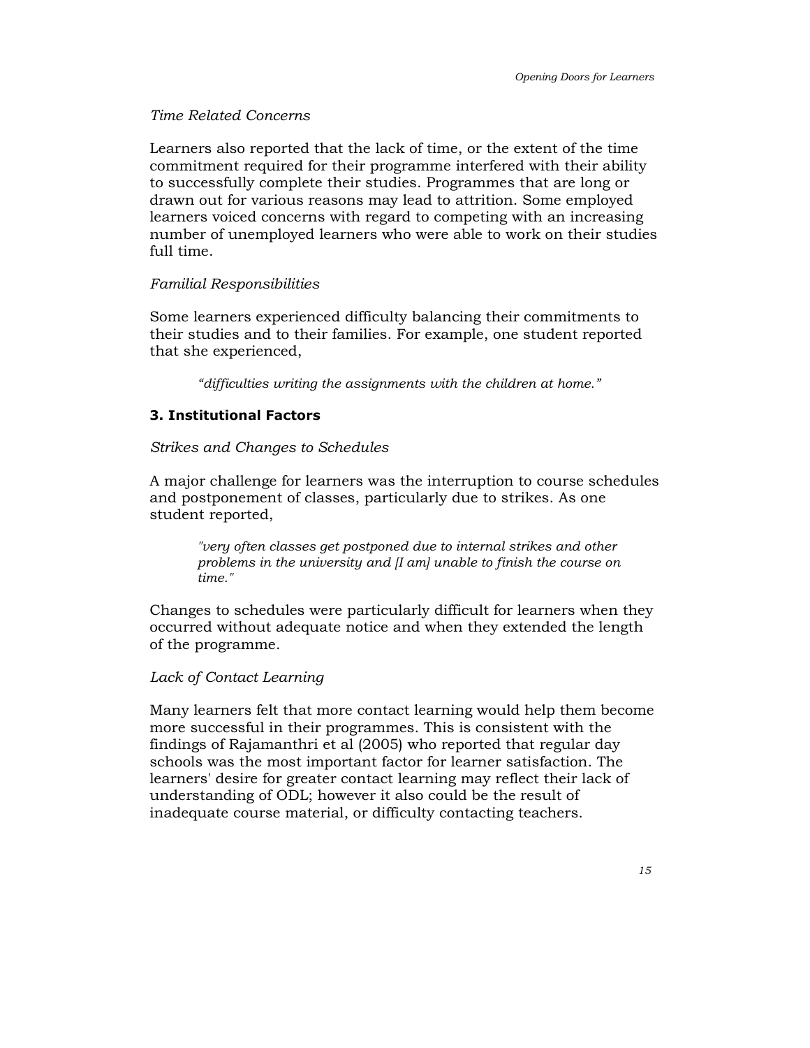*Time Related Concerns*

Learners also reported that the lack of time, or the extent of the time commitment required for their programme interfered with their ability to successfully complete their studies. Programmes that are long or drawn out for various reasons may lead to attrition. Some employed learners voiced concerns with regard to competing with an increasing number of unemployed learners who were able to work on their studies full time.

*Familial Responsibilities*

Some learners experienced difficulty balancing their commitments to their studies and to their families. For example, one student reported that she experienced,

> *"difficulties writing the assignments with the children at home."*

### 3. Institutional Factors

*Strikes and Changes to Schedules*

A major challenge for learners was the interruption to course schedules and postponement of classes, particularly due to strikes. As one student reported,

> *"very often classes get postponed due to internal strikes and other problems in the university and [I am] unable to finish the course on time."*

Changes to schedules were particularly difficult for learners when they occurred without adequate notice and when they extended the length of the programme.

*Lack of Contact Learning*

Many learners felt that more contact learning would help them become more successful in their programmes. This is consistent with the findings of Rajamanthri et al (2005) who reported that regular day schools was the most important factor for learner satisfaction. The learners' desire for greater contact learning may reflect their lack of understanding of ODL; however it also could be the result of inadequate course material, or difficulty contacting teachers.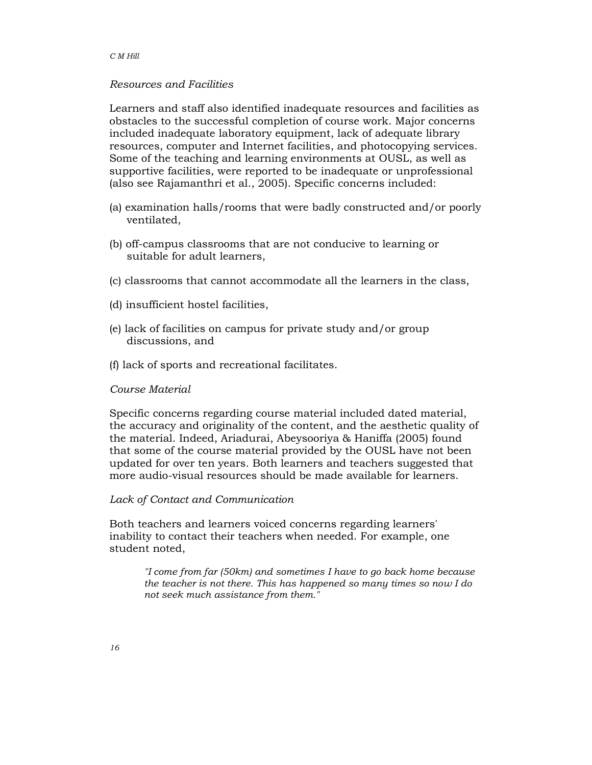*Resources and Facilities*

Learners and staff also identified inadequate resources and facilities as obstacles to the successful completion of course work. Major concerns included inadequate laboratory equipment, lack of adequate library resources, computer and Internet facilities, and photocopying services. Some of the teaching and learning environments at OUSL, as well as supportive facilities, were reported to be inadequate or unprofessional (also see Rajamanthri et al., 2005). Specific concerns included:

(a) examination halls/rooms that were badly constructed and/or poorly ventilated,

(b) off-campus classrooms that are not conducive to learning or suitable for adult learners,

(c) classrooms that cannot accommodate all the learners in the class,

(d) insufficient hostel facilities,

(e) lack of facilities on campus for private study and/or group discussions, and

(f) lack of sports and recreational facilitates.

*Course Material*

Specific concerns regarding course material included dated material, the accuracy and originality of the content, and the aesthetic quality of the material. Indeed, Ariadurai, Abeysooriya & Haniffa (2005) found that some of the course material provided by the OUSL have not been updated for over ten years. Both learners and teachers suggested that more audio-visual resources should be made available for learners.

*Lack of Contact and Communication*

Both teachers and learners voiced concerns regarding learners' inability to contact their teachers when needed. For example, one student noted,

> *"I come from far (50km) and sometimes I have to go back home because the teacher is not there. This has happened so many times so now I do not seek much assistance from them."*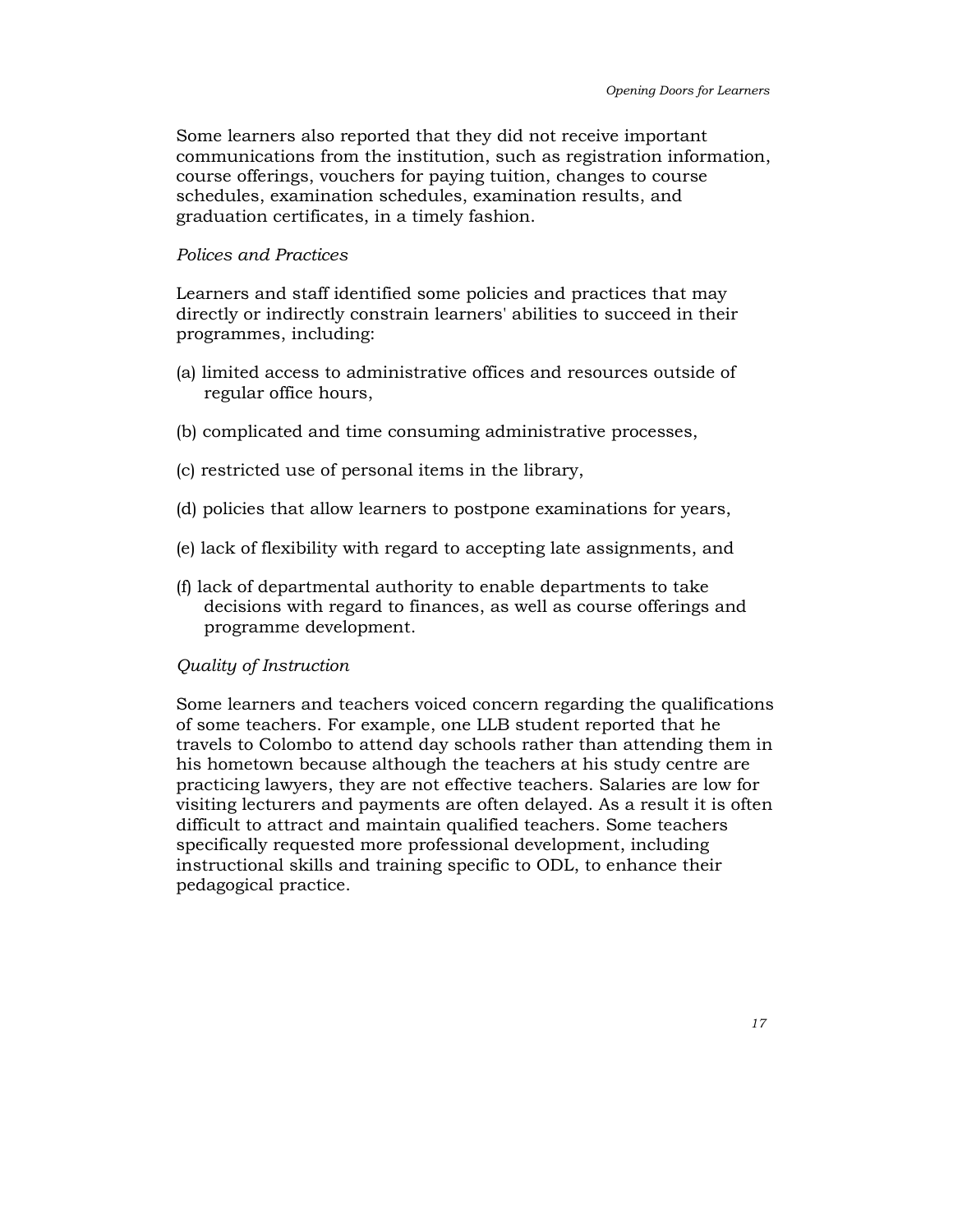Some learners also reported that they did not receive important communications from the institution, such as registration information, course offerings, vouchers for paying tuition, changes to course schedules, examination schedules, examination results, and graduation certificates, in a timely fashion.

*Polices and Practices*

Learners and staff identified some policies and practices that may directly or indirectly constrain learners' abilities to succeed in their programmes, including:

(a) limited access to administrative offices and resources outside of regular office hours,

(b) complicated and time consuming administrative processes,

(c) restricted use of personal items in the library,

(d) policies that allow learners to postpone examinations for years,

(e) lack of flexibility with regard to accepting late assignments, and

(f) lack of departmental authority to enable departments to take decisions with regard to finances, as well as course offerings and programme development.

*Quality of Instruction*

Some learners and teachers voiced concern regarding the qualifications of some teachers. For example, one LLB student reported that he travels to Colombo to attend day schools rather than attending them in his hometown because although the teachers at his study centre are practicing lawyers, they are not effective teachers. Salaries are low for visiting lecturers and payments are often delayed. As a result it is often difficult to attract and maintain qualified teachers. Some teachers specifically requested more professional development, including instructional skills and training specific to ODL, to enhance their pedagogical practice.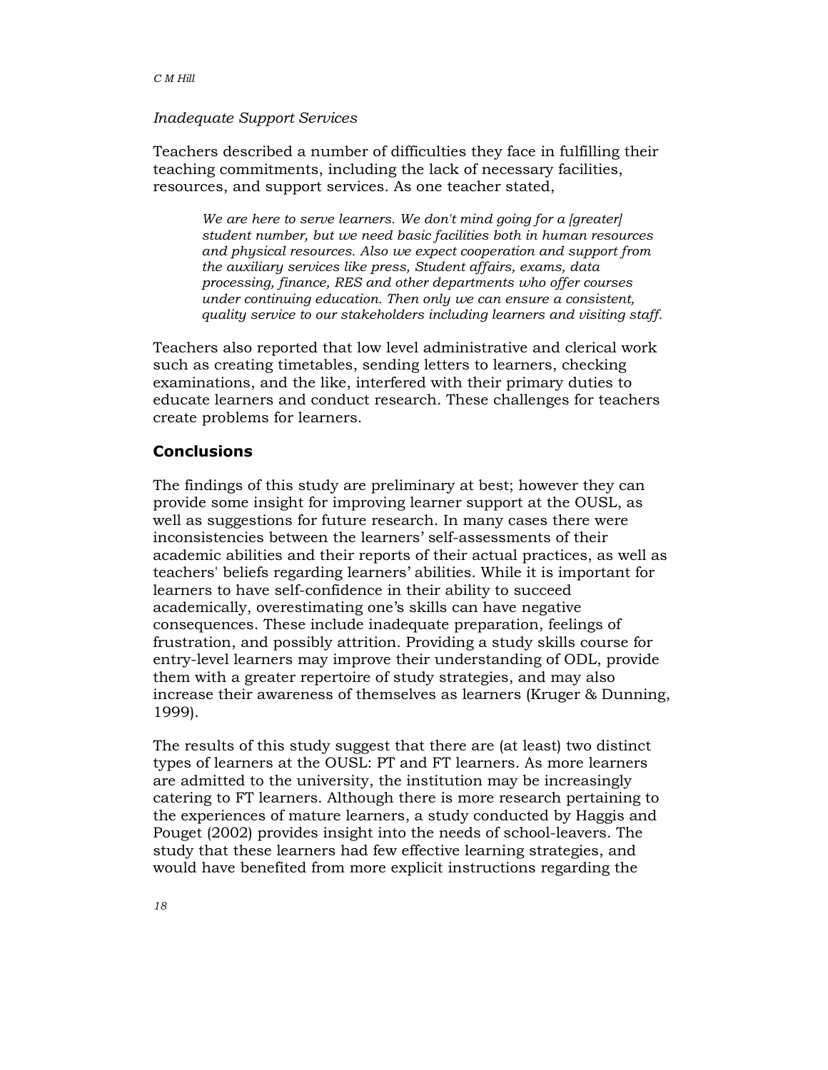*Inadequate Support Services*

Teachers described a number of difficulties they face in fulfilling their teaching commitments, including the lack of necessary facilities, resources, and support services. As one teacher stated,

> *We are here to serve learners. We don't mind going for a [greater] student number, but we need basic facilities both in human resources and physical resources. Also we expect cooperation and support from the auxiliary services like press, Student affairs, exams, data processing, finance, RES and other departments who offer courses under continuing education. Then only we can ensure a consistent, quality service to our stakeholders including learners and visiting staff.*

Teachers also reported that low level administrative and clerical work such as creating timetables, sending letters to learners, checking examinations, and the like, interfered with their primary duties to educate learners and conduct research. These challenges for teachers create problems for learners.

## Conclusions

The findings of this study are preliminary at best; however they can provide some insight for improving learner support at the OUSL, as well as suggestions for future research. In many cases there were inconsistencies between the learners' self-assessments of their academic abilities and their reports of their actual practices, as well as teachers' beliefs regarding learners' abilities. While it is important for learners to have self-confidence in their ability to succeed academically, overestimating one's skills can have negative consequences. These include inadequate preparation, feelings of frustration, and possibly attrition. Providing a study skills course for entry-level learners may improve their understanding of ODL, provide them with a greater repertoire of study strategies, and may also increase their awareness of themselves as learners (Kruger & Dunning, 1999).

The results of this study suggest that there are (at least) two distinct types of learners at the OUSL: PT and FT learners. As more learners are admitted to the university, the institution may be increasingly catering to FT learners. Although there is more research pertaining to the experiences of mature learners, a study conducted by Haggis and Pouget (2002) provides insight into the needs of school-leavers. The study that these learners had few effective learning strategies, and would have benefited from more explicit instructions regarding the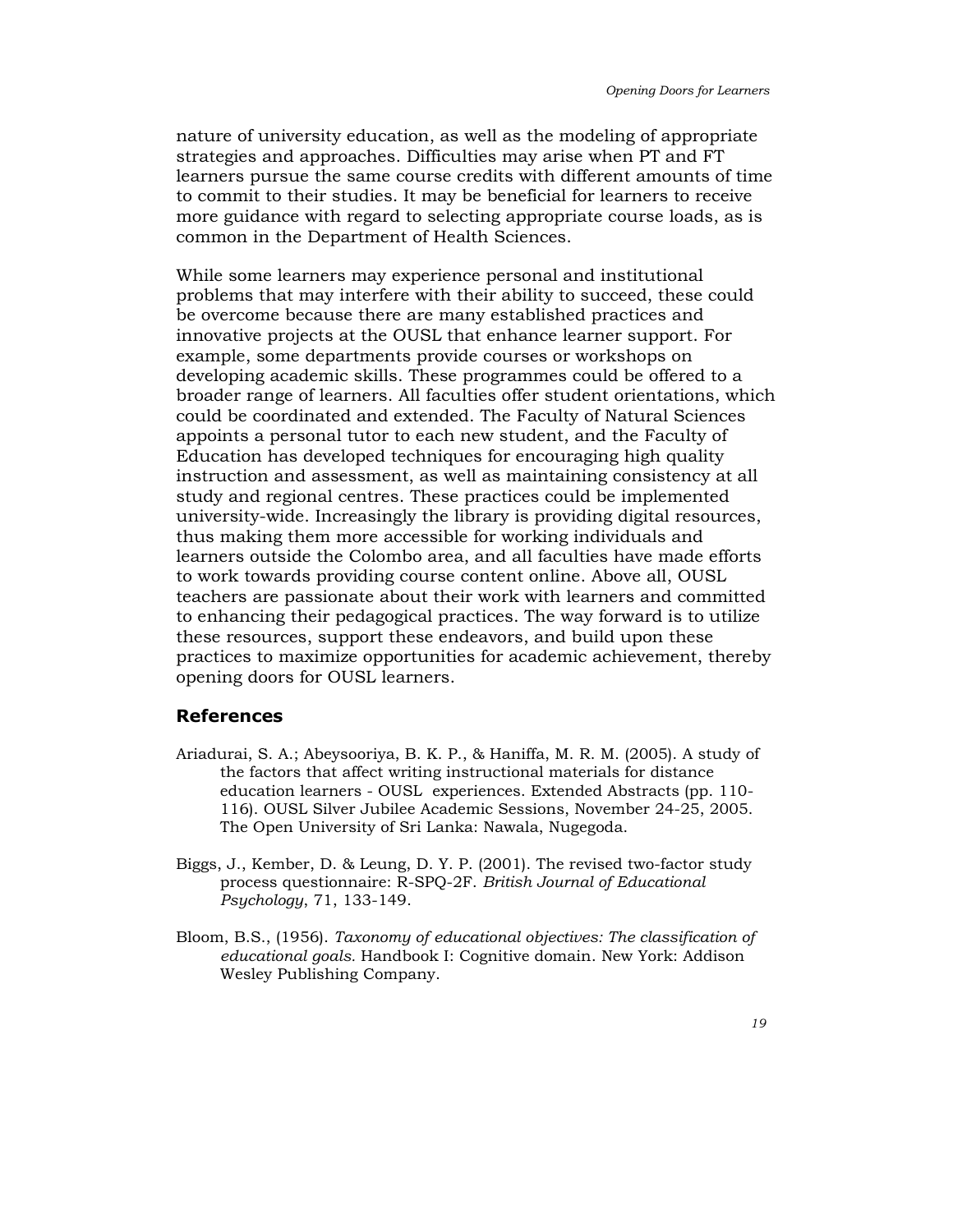nature of university education, as well as the modeling of appropriate strategies and approaches. Difficulties may arise when PT and FT learners pursue the same course credits with different amounts of time to commit to their studies. It may be beneficial for learners to receive more guidance with regard to selecting appropriate course loads, as is common in the Department of Health Sciences.

While some learners may experience personal and institutional problems that may interfere with their ability to succeed, these could be overcome because there are many established practices and innovative projects at the OUSL that enhance learner support. For example, some departments provide courses or workshops on developing academic skills. These programmes could be offered to a broader range of learners. All faculties offer student orientations, which could be coordinated and extended. The Faculty of Natural Sciences appoints a personal tutor to each new student, and the Faculty of Education has developed techniques for encouraging high quality instruction and assessment, as well as maintaining consistency at all study and regional centres. These practices could be implemented university-wide. Increasingly the library is providing digital resources, thus making them more accessible for working individuals and learners outside the Colombo area, and all faculties have made efforts to work towards providing course content online. Above all, OUSL teachers are passionate about their work with learners and committed to enhancing their pedagogical practices. The way forward is to utilize these resources, support these endeavors, and build upon these practices to maximize opportunities for academic achievement, thereby opening doors for OUSL learners.

## References

Ariadurai, S. A.; Abeysooriya, B. K. P., & Haniffa, M. R. M. (2005). A study of the factors that affect writing instructional materials for distance education learners - OUSL experiences. Extended Abstracts (pp. 110-116). OUSL Silver Jubilee Academic Sessions, November 24-25, 2005. The Open University of Sri Lanka: Nawala, Nugegoda.

Biggs, J., Kember, D. & Leung, D. Y. P. (2001). The revised two-factor study process questionnaire: R-SPQ-2F. *British Journal of Educational Psychology*, 71, 133-149.

Bloom, B.S., (1956). *Taxonomy of educational objectives: The classification of educational goals.* Handbook I: Cognitive domain. New York: Addison Wesley Publishing Company.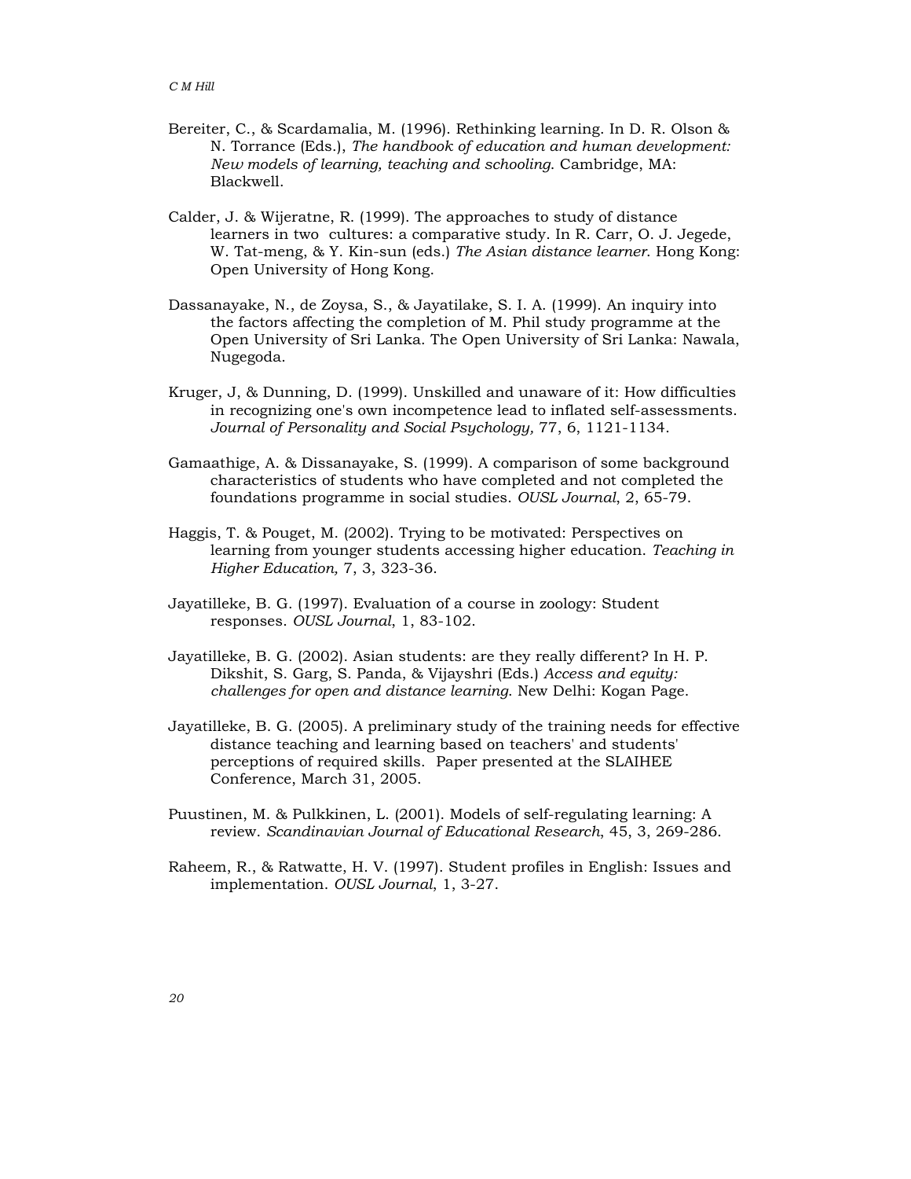Bereiter, C., & Scardamalia, M. (1996). Rethinking learning. In D. R. Olson & N. Torrance (Eds.), *The handbook of education and human development: New models of learning, teaching and schooling.* Cambridge, MA: Blackwell.

Calder, J. & Wijeratne, R. (1999). The approaches to study of distance learners in two cultures: a comparative study. In R. Carr, O. J. Jegede, W. Tat-meng, & Y. Kin-sun (eds.) *The Asian distance learner.* Hong Kong: Open University of Hong Kong.

Dassanayake, N., de Zoysa, S., & Jayatilake, S. I. A. (1999). An inquiry into the factors affecting the completion of M. Phil study programme at the Open University of Sri Lanka. The Open University of Sri Lanka: Nawala, Nugegoda.

Kruger, J, & Dunning, D. (1999). Unskilled and unaware of it: How difficulties in recognizing one's own incompetence lead to inflated self-assessments. *Journal of Personality and Social Psychology,* 77, 6, 1121-1134.

Gamaathige, A. & Dissanayake, S. (1999). A comparison of some background characteristics of students who have completed and not completed the foundations programme in social studies. *OUSL Journal*, 2, 65-79.

Haggis, T. & Pouget, M. (2002). Trying to be motivated: Perspectives on learning from younger students accessing higher education. *Teaching in Higher Education,* 7, 3, 323-36.

Jayatilleke, B. G. (1997). Evaluation of a course in zoology: Student responses. *OUSL Journal*, 1, 83-102.

Jayatilleke, B. G. (2002). Asian students: are they really different? In H. P. Dikshit, S. Garg, S. Panda, & Vijayshri (Eds.) *Access and equity: challenges for open and distance learning.* New Delhi: Kogan Page.

Jayatilleke, B. G. (2005). A preliminary study of the training needs for effective distance teaching and learning based on teachers' and students' perceptions of required skills. Paper presented at the SLAIHEE Conference, March 31, 2005.

Puustinen, M. & Pulkkinen, L. (2001). Models of self-regulating learning: A review. *Scandinavian Journal of Educational Research*, 45, 3, 269-286.

Raheem, R., & Ratwatte, H. V. (1997). Student profiles in English: Issues and implementation. *OUSL Journal*, 1, 3-27.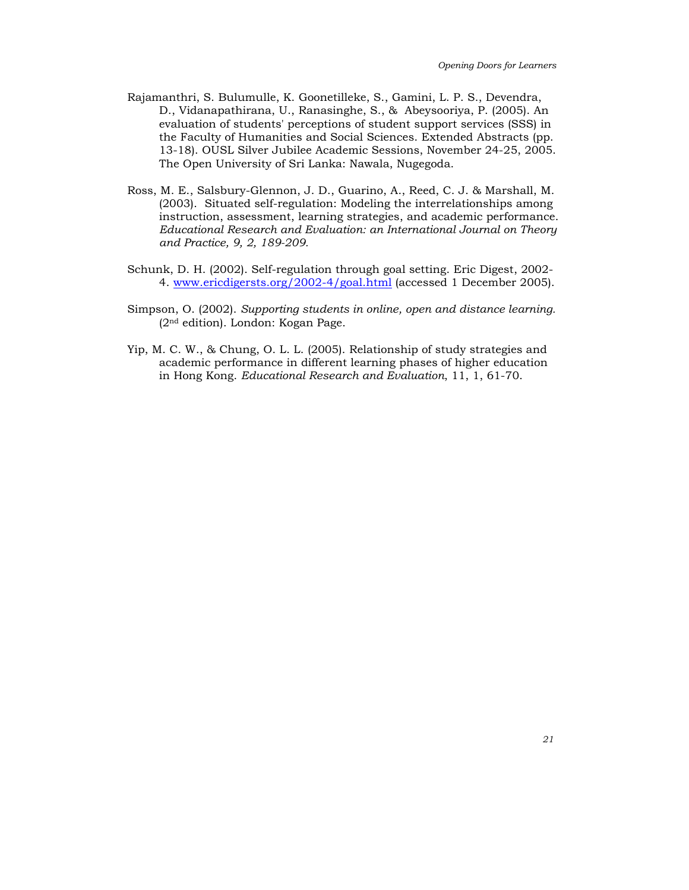Rajamanthri, S. Bulumulle, K. Goonetilleke, S., Gamini, L. P. S., Devendra, D., Vidanapathirana, U., Ranasinghe, S., & Abeysooriya, P. (2005). An evaluation of students' perceptions of student support services (SSS) in the Faculty of Humanities and Social Sciences. Extended Abstracts (pp. 13-18). OUSL Silver Jubilee Academic Sessions, November 24-25, 2005. The Open University of Sri Lanka: Nawala, Nugegoda.

Ross, M. E., Salsbury-Glennon, J. D., Guarino, A., Reed, C. J. & Marshall, M. (2003). Situated self-regulation: Modeling the interrelationships among instruction, assessment, learning strategies, and academic performance. *Educational Research and Evaluation: an International Journal on Theory and Practice, 9, 2, 189-209.*

Schunk, D. H. (2002). Self-regulation through goal setting. Eric Digest, 2002-4. www.ericdigersts.org/2002-4/goal.html (accessed 1 December 2005).

Simpson, O. (2002). *Supporting students in online, open and distance learning.* (2nd edition). London: Kogan Page.

Yip, M. C. W., & Chung, O. L. L. (2005). Relationship of study strategies and academic performance in different learning phases of higher education in Hong Kong. *Educational Research and Evaluation*, 11, 1, 61-70.